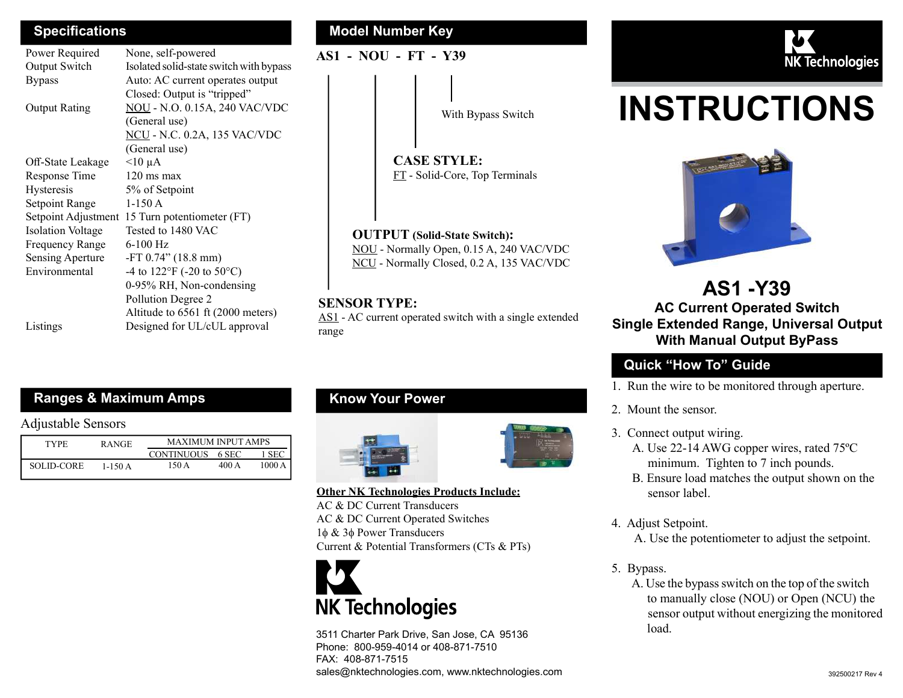# INSTRUCTIONS

## AS1 -Y39

**AC Current Operated Switch**
**Single Extended Range, Universal Output**
**With Manual Output ByPass**

## Specifications

| | |
|---|---|
| Power Required | None, self-powered |
| Output Switch | Isolated solid-state switch with bypass |
| Bypass | Auto: AC current operates output<br>Closed: Output is “tripped” |
| Output Rating | NOU - N.O. 0.15A, 240 VAC/VDC (General use)<br>NCU - N.C. 0.2A, 135 VAC/VDC (General use) |
| Off-State Leakage | <10 µA |
| Response Time | 120 ms max |
| Hysteresis | 5% of Setpoint |
| Setpoint Range | 1-150 A |
| Setpoint Adjustment | 15 Turn potentiometer (FT) |
| Isolation Voltage | Tested to 1480 VAC |
| Frequency Range | 6-100 Hz |
| Sensing Aperture | -FT 0.74” (18.8 mm) |
| Environmental | -4 to 122°F (-20 to 50°C)<br>0-95% RH, Non-condensing<br>Pollution Degree 2<br>Altitude to 6561 ft (2000 meters) |
| Listings | Designed for UL/cUL approval |

## Ranges & Maximum Amps

Adjustable Sensors

| TYPE | RANGE | MAXIMUM INPUT AMPS | | |
|---|---|---|---|---|
| | | CONTINUOUS | 6 SEC | 1 SEC |
| SOLID-CORE | 1-150 A | 150 A | 400 A | 1000 A |

## Model Number Key

**AS1 - NOU - FT - Y39**

With Bypass Switch

**CASE STYLE:**
FT - Solid-Core, Top Terminals

**OUTPUT (Solid-State Switch):**
NOU - Normally Open, 0.15 A, 240 VAC/VDC
NCU - Normally Closed, 0.2 A, 135 VAC/VDC

**SENSOR TYPE:**
AS1 - AC current operated switch with a single extended range

## Know Your Power

**Other NK Technologies Products Include:**

AC & DC Current Transducers
AC & DC Current Operated Switches
1ϕ & 3ϕ Power Transducers
Current & Potential Transformers (CTs & PTs)

NK Technologies

3511 Charter Park Drive, San Jose, CA 95136
Phone: 800-959-4014 or 408-871-7510
FAX: 408-871-7515
sales@nktechnologies.com, www.nktechnologies.com

## Quick “How To” Guide

1. Run the wire to be monitored through aperture.
2. Mount the sensor.
3. Connect output wiring.
   A. Use 22-14 AWG copper wires, rated 75ºC minimum. Tighten to 7 inch pounds.
   B. Ensure load matches the output shown on the sensor label.
4. Adjust Setpoint.
   A. Use the potentiometer to adjust the setpoint.
5. Bypass.
   A. Use the bypass switch on the top of the switch to manually close (NOU) or Open (NCU) the sensor output without energizing the monitored load.

392500217 Rev 4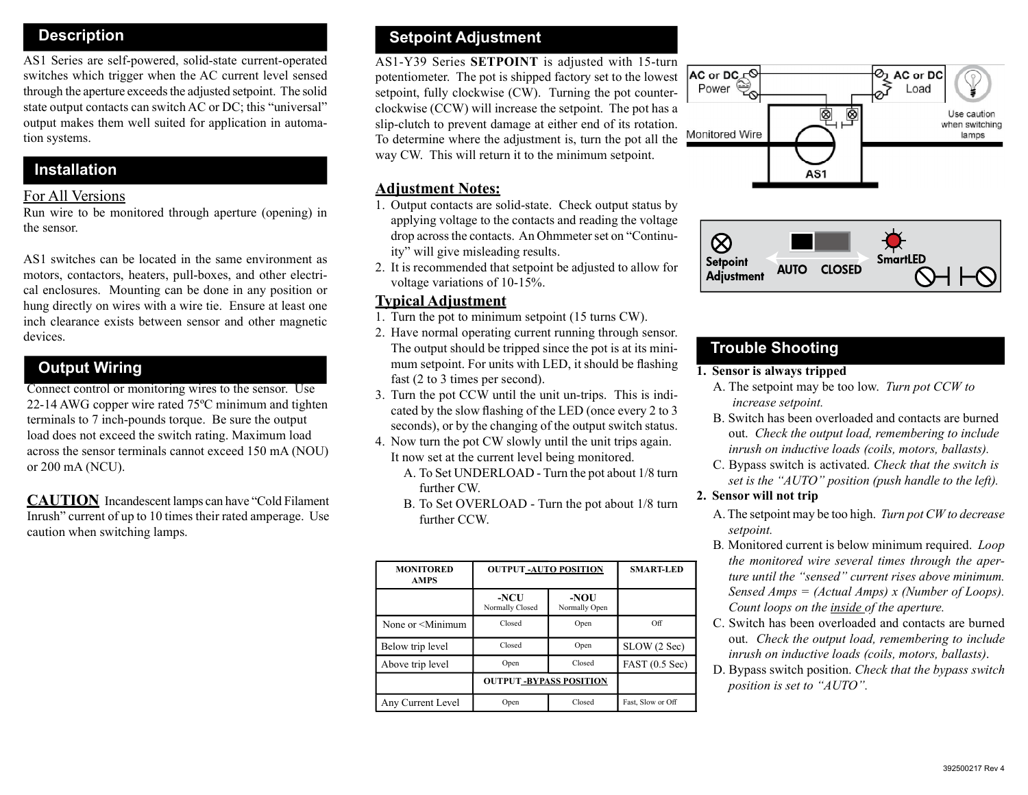## Description

AS1 Series are self-powered, solid-state current-operated switches which trigger when the AC current level sensed through the aperture exceeds the adjusted setpoint. The solid state output contacts can switch AC or DC; this "universal" output makes them well suited for application in automation systems.

## Installation

For All Versions

Run wire to be monitored through aperture (opening) in the sensor.

AS1 switches can be located in the same environment as motors, contactors, heaters, pull-boxes, and other electrical enclosures. Mounting can be done in any position or hung directly on wires with a wire tie. Ensure at least one inch clearance exists between sensor and other magnetic devices.

## Output Wiring

Connect control or monitoring wires to the sensor. Use 22-14 AWG copper wire rated 75ºC minimum and tighten terminals to 7 inch-pounds torque. Be sure the output load does not exceed the switch rating. Maximum load across the sensor terminals cannot exceed 150 mA (NOU) or 200 mA (NCU).

**CAUTION** Incandescent lamps can have "Cold Filament Inrush" current of up to 10 times their rated amperage. Use caution when switching lamps.

## Setpoint Adjustment

AS1-Y39 Series **SETPOINT** is adjusted with 15-turn potentiometer. The pot is shipped factory set to the lowest setpoint, fully clockwise (CW). Turning the pot counter-clockwise (CCW) will increase the setpoint. The pot has a slip-clutch to prevent damage at either end of its rotation. To determine where the adjustment is, turn the pot all the way CW. This will return it to the minimum setpoint.

### Adjustment Notes:

1. Output contacts are solid-state. Check output status by applying voltage to the contacts and reading the voltage drop across the contacts. An Ohmmeter set on "Continuity" will give misleading results.
2. It is recommended that setpoint be adjusted to allow for voltage variations of 10-15%.

### Typical Adjustment

1. Turn the pot to minimum setpoint (15 turns CW).
2. Have normal operating current running through sensor. The output should be tripped since the pot is at its minimum setpoint. For units with LED, it should be flashing fast (2 to 3 times per second).
3. Turn the pot CCW until the unit un-trips. This is indicated by the slow flashing of the LED (once every 2 to 3 seconds), or by the changing of the output switch status.
4. Now turn the pot CW slowly until the unit trips again. It now set at the current level being monitored.
   A. To Set UNDERLOAD - Turn the pot about 1/8 turn further CW.
   B. To Set OVERLOAD - Turn the pot about 1/8 turn further CCW.

| MONITORED AMPS | OUTPUT -AUTO POSITION | | SMART-LED |
|---|---|---|---|
| | -NCU Normally Closed | -NOU Normally Open | |
| None or <Minimum | Closed | Open | Off |
| Below trip level | Closed | Open | SLOW (2 Sec) |
| Above trip level | Open | Closed | FAST (0.5 Sec) |
| | OUTPUT -BYPASS POSITION | | |
| Any Current Level | Open | Closed | Fast, Slow or Off |

AC or DC Power

AC or DC Load

Use caution when switching lamps

Monitored Wire

AS1

Setpoint Adjustment

AUTO CLOSED

SmartLED

## Trouble Shooting

1. **Sensor is always tripped**
   A. The setpoint may be too low. *Turn pot CCW to increase setpoint.*
   B. Switch has been overloaded and contacts are burned out. *Check the output load, remembering to include inrush on inductive loads (coils, motors, ballasts).*
   C. Bypass switch is activated. *Check that the switch is set is the "AUTO" position (push handle to the left).*
2. **Sensor will not trip**
   A. The setpoint may be too high. *Turn pot CW to decrease setpoint.*
   B. Monitored current is below minimum required. *Loop the monitored wire several times through the aperture until the "sensed" current rises above minimum. Sensed Amps = (Actual Amps) x (Number of Loops). Count loops on the inside of the aperture.*
   C. Switch has been overloaded and contacts are burned out. *Check the output load, remembering to include inrush on inductive loads (coils, motors, ballasts).*
   D. Bypass switch position. *Check that the bypass switch position is set to "AUTO".*

392500217 Rev 4